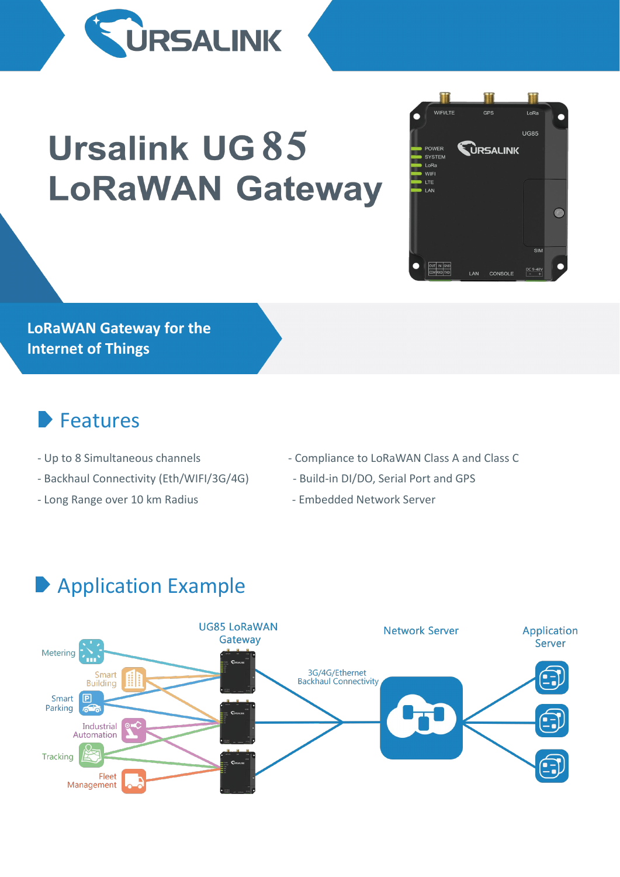# Ursalink UG85 LoRaWAN Gateway

**LoRaWAN Gateway for the Internet of Things**

## Features

- Up to 8 Simultaneous channels
- Backhaul Connectivity (Eth/WIFI/3G/4G)
- Long Range over 10 km Radius
- Compliance to LoRaWAN Class A and Class C
- Build-in DI/DO, Serial Port and GPS
- Embedded Network Server

## Application Example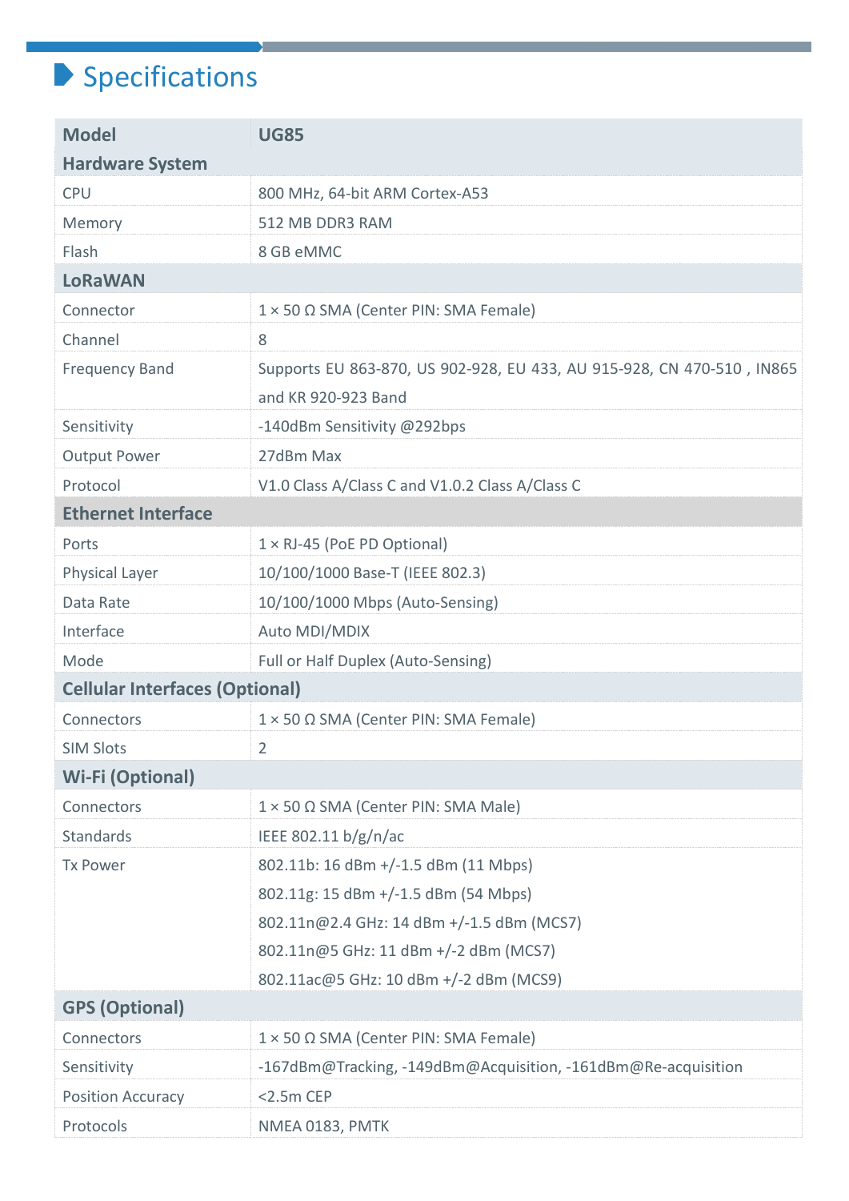## Specifications

| Model | UG85 |
| --- | --- |
| **Hardware System** | |
| CPU | 800 MHz, 64-bit ARM Cortex-A53 |
| Memory | 512 MB DDR3 RAM |
| Flash | 8 GB eMMC |
| **LoRaWAN** | |
| Connector | 1 × 50 Ω SMA (Center PIN: SMA Female) |
| Channel | 8 |
| Frequency Band | Supports EU 863-870, US 902-928, EU 433, AU 915-928, CN 470-510 , IN865 and KR 920-923 Band |
| Sensitivity | -140dBm Sensitivity @292bps |
| Output Power | 27dBm Max |
| Protocol | V1.0 Class A/Class C and V1.0.2 Class A/Class C |
| **Ethernet Interface** | |
| Ports | 1 × RJ-45 (PoE PD Optional) |
| Physical Layer | 10/100/1000 Base-T (IEEE 802.3) |
| Data Rate | 10/100/1000 Mbps (Auto-Sensing) |
| Interface | Auto MDI/MDIX |
| Mode | Full or Half Duplex (Auto-Sensing) |
| **Cellular Interfaces (Optional)** | |
| Connectors | 1 × 50 Ω SMA (Center PIN: SMA Female) |
| SIM Slots | 2 |
| **Wi-Fi (Optional)** | |
| Connectors | 1 × 50 Ω SMA (Center PIN: SMA Male) |
| Standards | IEEE 802.11 b/g/n/ac |
| Tx Power | 802.11b: 16 dBm +/-1.5 dBm (11 Mbps)<br>802.11g: 15 dBm +/-1.5 dBm (54 Mbps)<br>802.11n@2.4 GHz: 14 dBm +/-1.5 dBm (MCS7)<br>802.11n@5 GHz: 11 dBm +/-2 dBm (MCS7)<br>802.11ac@5 GHz: 10 dBm +/-2 dBm (MCS9) |
| **GPS (Optional)** | |
| Connectors | 1 × 50 Ω SMA (Center PIN: SMA Female) |
| Sensitivity | -167dBm@Tracking, -149dBm@Acquisition, -161dBm@Re-acquisition |
| Position Accuracy | <2.5m CEP |
| Protocols | NMEA 0183, PMTK |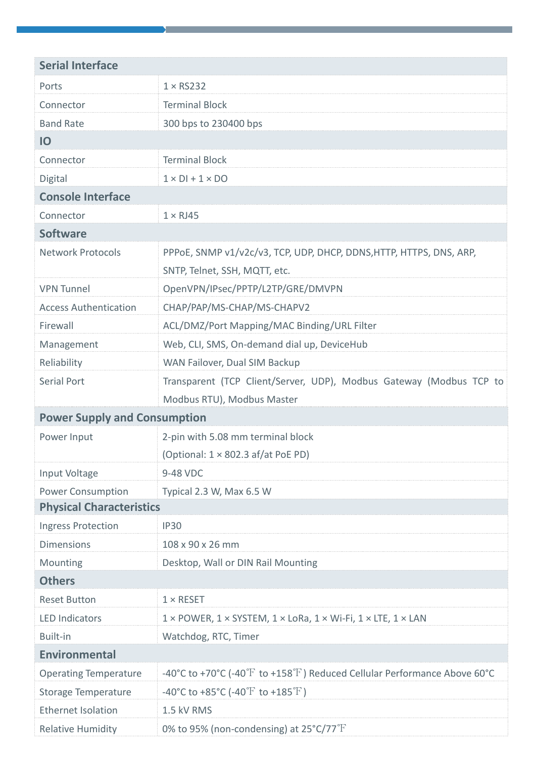| Serial Interface | |
|---|---|
| Ports | 1 × RS232 |
| Connector | Terminal Block |
| Band Rate | 300 bps to 230400 bps |
| **IO** | |
| Connector | Terminal Block |
| Digital | 1 × DI + 1 × DO |
| **Console Interface** | |
| Connector | 1 × RJ45 |
| **Software** | |
| Network Protocols | PPPoE, SNMP v1/v2c/v3, TCP, UDP, DHCP, DDNS,HTTP, HTTPS, DNS, ARP, SNTP, Telnet, SSH, MQTT, etc. |
| VPN Tunnel | OpenVPN/IPsec/PPTP/L2TP/GRE/DMVPN |
| Access Authentication | CHAP/PAP/MS-CHAP/MS-CHAPV2 |
| Firewall | ACL/DMZ/Port Mapping/MAC Binding/URL Filter |
| Management | Web, CLI, SMS, On-demand dial up, DeviceHub |
| Reliability | WAN Failover, Dual SIM Backup |
| Serial Port | Transparent (TCP Client/Server, UDP), Modbus Gateway (Modbus TCP to Modbus RTU), Modbus Master |
| **Power Supply and Consumption** | |
| Power Input | 2-pin with 5.08 mm terminal block (Optional: 1 × 802.3 af/at PoE PD) |
| Input Voltage | 9-48 VDC |
| Power Consumption | Typical 2.3 W, Max 6.5 W |
| **Physical Characteristics** | |
| Ingress Protection | IP30 |
| Dimensions | 108 x 90 x 26 mm |
| Mounting | Desktop, Wall or DIN Rail Mounting |
| **Others** | |
| Reset Button | 1 × RESET |
| LED Indicators | 1 × POWER, 1 × SYSTEM, 1 × LoRa, 1 × Wi-Fi, 1 × LTE, 1 × LAN |
| Built-in | Watchdog, RTC, Timer |
| **Environmental** | |
| Operating Temperature | -40°C to +70°C (-40℉ to +158℉) Reduced Cellular Performance Above 60°C |
| Storage Temperature | -40°C to +85°C (-40℉ to +185℉) |
| Ethernet Isolation | 1.5 kV RMS |
| Relative Humidity | 0% to 95% (non-condensing) at 25°C/77℉ |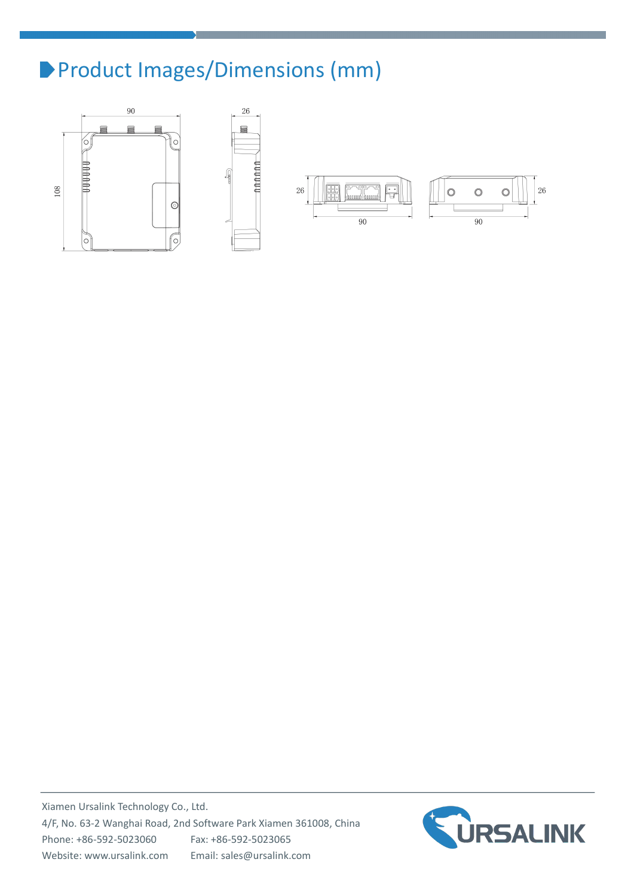# Product Images/Dimensions (mm)

90

26

108

26

90

90

26

Xiamen Ursalink Technology Co., Ltd.
4/F, No. 63-2 Wanghai Road, 2nd Software Park Xiamen 361008, China
Phone: +86-592-5023060 Fax: +86-592-5023065
Website: www.ursalink.com Email: sales@ursalink.com